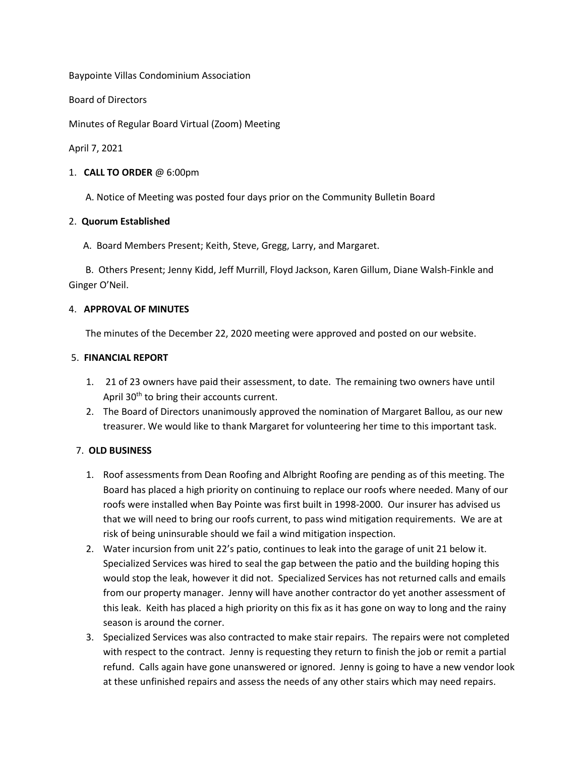Baypointe Villas Condominium Association

Board of Directors

Minutes of Regular Board Virtual (Zoom) Meeting

April 7, 2021

1. **CALL TO ORDER** @ 6:00pm

   A. Notice of Meeting was posted four days prior on the Community Bulletin Board

2. **Quorum Established**

   A. Board Members Present; Keith, Steve, Gregg, Larry, and Margaret.

   B. Others Present; Jenny Kidd, Jeff Murrill, Floyd Jackson, Karen Gillum, Diane Walsh-Finkle and Ginger O'Neil.

4. **APPROVAL OF MINUTES**

   The minutes of the December 22, 2020 meeting were approved and posted on our website.

5. **FINANCIAL REPORT**

   1. 21 of 23 owners have paid their assessment, to date. The remaining two owners have until April 30th to bring their accounts current.
   2. The Board of Directors unanimously approved the nomination of Margaret Ballou, as our new treasurer. We would like to thank Margaret for volunteering her time to this important task.

7. **OLD BUSINESS**

   1. Roof assessments from Dean Roofing and Albright Roofing are pending as of this meeting. The Board has placed a high priority on continuing to replace our roofs where needed. Many of our roofs were installed when Bay Pointe was first built in 1998-2000. Our insurer has advised us that we will need to bring our roofs current, to pass wind mitigation requirements. We are at risk of being uninsurable should we fail a wind mitigation inspection.
   2. Water incursion from unit 22's patio, continues to leak into the garage of unit 21 below it. Specialized Services was hired to seal the gap between the patio and the building hoping this would stop the leak, however it did not. Specialized Services has not returned calls and emails from our property manager. Jenny will have another contractor do yet another assessment of this leak. Keith has placed a high priority on this fix as it has gone on way to long and the rainy season is around the corner.
   3. Specialized Services was also contracted to make stair repairs. The repairs were not completed with respect to the contract. Jenny is requesting they return to finish the job or remit a partial refund. Calls again have gone unanswered or ignored. Jenny is going to have a new vendor look at these unfinished repairs and assess the needs of any other stairs which may need repairs.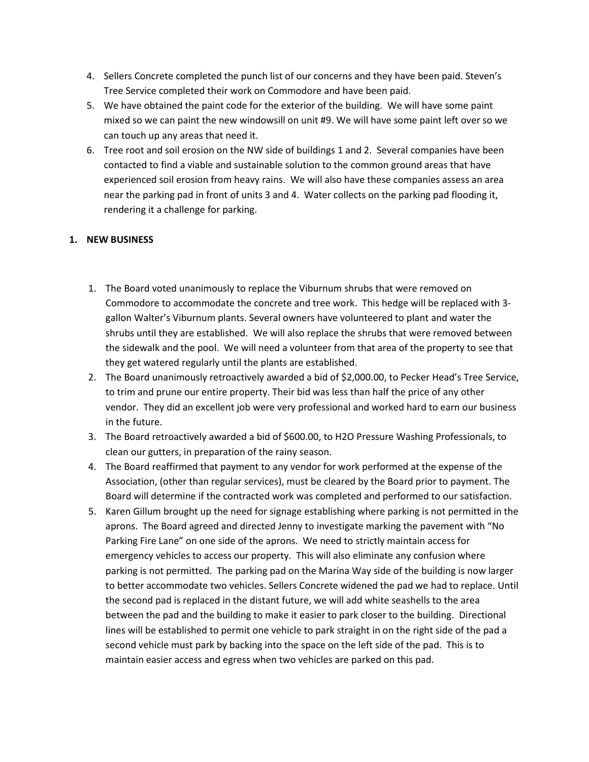4. Sellers Concrete completed the punch list of our concerns and they have been paid. Steven's Tree Service completed their work on Commodore and have been paid.
5. We have obtained the paint code for the exterior of the building. We will have some paint mixed so we can paint the new windowsill on unit #9. We will have some paint left over so we can touch up any areas that need it.
6. Tree root and soil erosion on the NW side of buildings 1 and 2. Several companies have been contacted to find a viable and sustainable solution to the common ground areas that have experienced soil erosion from heavy rains. We will also have these companies assess an area near the parking pad in front of units 3 and 4. Water collects on the parking pad flooding it, rendering it a challenge for parking.

**1. NEW BUSINESS**

1. The Board voted unanimously to replace the Viburnum shrubs that were removed on Commodore to accommodate the concrete and tree work. This hedge will be replaced with 3-gallon Walter's Viburnum plants. Several owners have volunteered to plant and water the shrubs until they are established. We will also replace the shrubs that were removed between the sidewalk and the pool. We will need a volunteer from that area of the property to see that they get watered regularly until the plants are established.
2. The Board unanimously retroactively awarded a bid of $2,000.00, to Pecker Head's Tree Service, to trim and prune our entire property. Their bid was less than half the price of any other vendor. They did an excellent job were very professional and worked hard to earn our business in the future.
3. The Board retroactively awarded a bid of $600.00, to H2O Pressure Washing Professionals, to clean our gutters, in preparation of the rainy season.
4. The Board reaffirmed that payment to any vendor for work performed at the expense of the Association, (other than regular services), must be cleared by the Board prior to payment. The Board will determine if the contracted work was completed and performed to our satisfaction.
5. Karen Gillum brought up the need for signage establishing where parking is not permitted in the aprons. The Board agreed and directed Jenny to investigate marking the pavement with "No Parking Fire Lane" on one side of the aprons. We need to strictly maintain access for emergency vehicles to access our property. This will also eliminate any confusion where parking is not permitted. The parking pad on the Marina Way side of the building is now larger to better accommodate two vehicles. Sellers Concrete widened the pad we had to replace. Until the second pad is replaced in the distant future, we will add white seashells to the area between the pad and the building to make it easier to park closer to the building. Directional lines will be established to permit one vehicle to park straight in on the right side of the pad a second vehicle must park by backing into the space on the left side of the pad. This is to maintain easier access and egress when two vehicles are parked on this pad.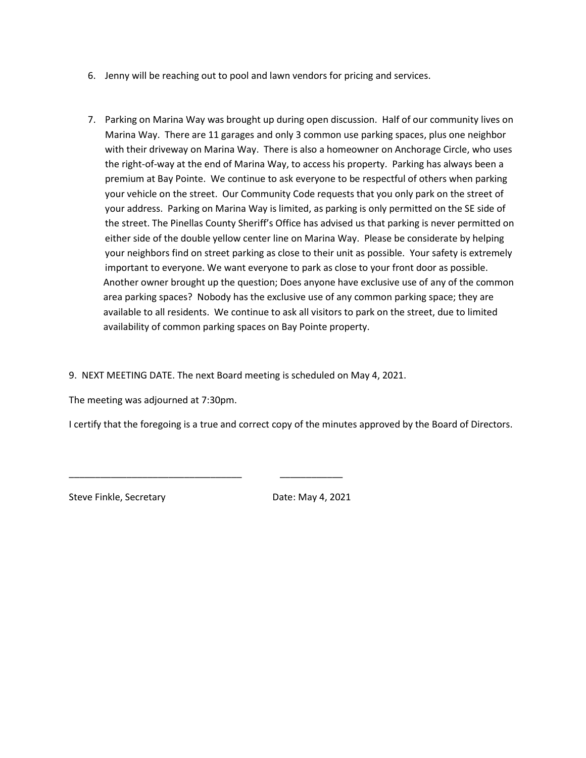6. Jenny will be reaching out to pool and lawn vendors for pricing and services.

7. Parking on Marina Way was brought up during open discussion. Half of our community lives on Marina Way. There are 11 garages and only 3 common use parking spaces, plus one neighbor with their driveway on Marina Way. There is also a homeowner on Anchorage Circle, who uses the right-of-way at the end of Marina Way, to access his property. Parking has always been a premium at Bay Pointe. We continue to ask everyone to be respectful of others when parking your vehicle on the street. Our Community Code requests that you only park on the street of your address. Parking on Marina Way is limited, as parking is only permitted on the SE side of the street. The Pinellas County Sheriff's Office has advised us that parking is never permitted on either side of the double yellow center line on Marina Way. Please be considerate by helping your neighbors find on street parking as close to their unit as possible. Your safety is extremely important to everyone. We want everyone to park as close to your front door as possible. Another owner brought up the question; Does anyone have exclusive use of any of the common area parking spaces? Nobody has the exclusive use of any common parking space; they are available to all residents. We continue to ask all visitors to park on the street, due to limited availability of common parking spaces on Bay Pointe property.

9. NEXT MEETING DATE. The next Board meeting is scheduled on May 4, 2021.

The meeting was adjourned at 7:30pm.

I certify that the foregoing is a true and correct copy of the minutes approved by the Board of Directors.

_________________________________ ____________

Steve Finkle, Secretary Date: May 4, 2021